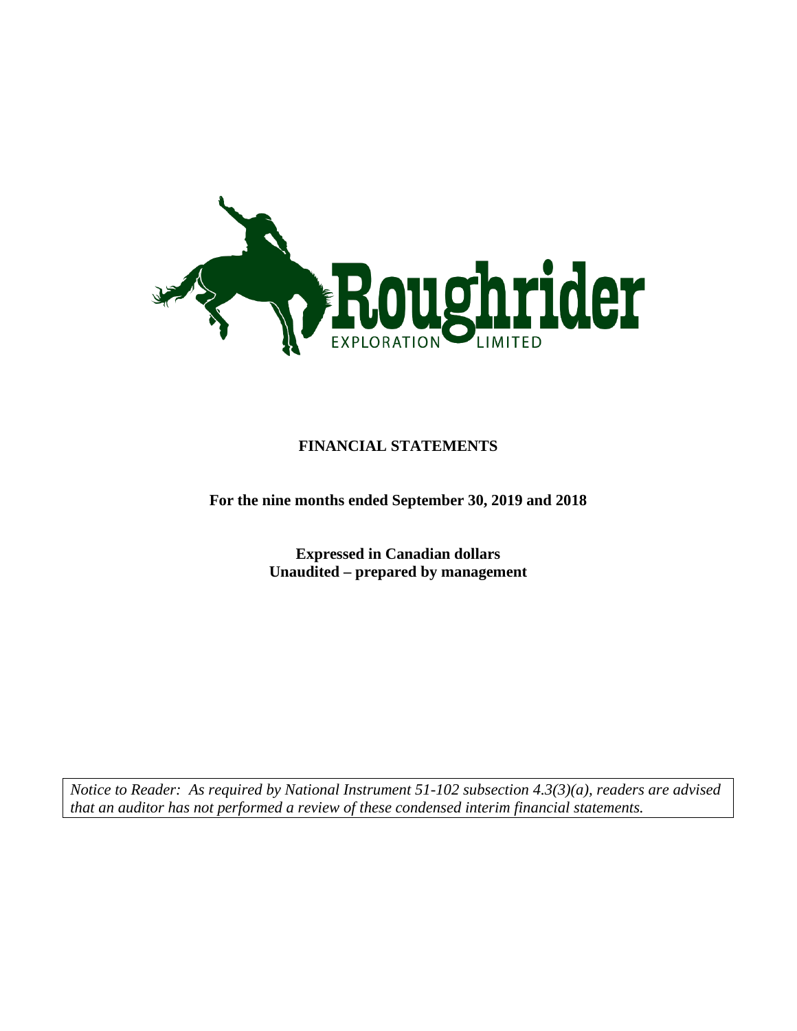Roughrider

EXPLORATION LIMITED

# FINANCIAL STATEMENTS

**For the nine months ended September 30, 2019 and 2018**

**Expressed in Canadian dollars**
**Unaudited – prepared by management**

*Notice to Reader: As required by National Instrument 51-102 subsection 4.3(3)(a), readers are advised that an auditor has not performed a review of these condensed interim financial statements.*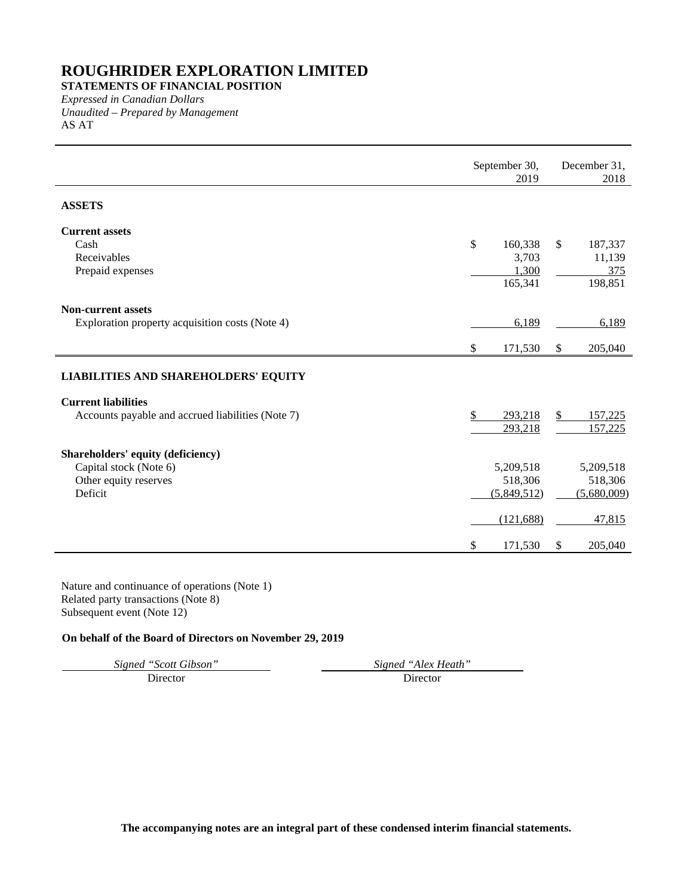# ROUGHRIDER EXPLORATION LIMITED

**STATEMENTS OF FINANCIAL POSITION**

*Expressed in Canadian Dollars*

*Unaudited – Prepared by Management*

AS AT

| | September 30, 2019 | December 31, 2018 |
|---|---|---|
| **ASSETS** | | |
| **Current assets** | | |
| Cash | $ 160,338 | $ 187,337 |
| Receivables | 3,703 | 11,139 |
| Prepaid expenses | 1,300 | 375 |
| | 165,341 | 198,851 |
| **Non-current assets** | | |
| Exploration property acquisition costs (Note 4) | 6,189 | 6,189 |
| | $ 171,530 | $ 205,040 |
| **LIABILITIES AND SHAREHOLDERS' EQUITY** | | |
| **Current liabilities** | | |
| Accounts payable and accrued liabilities (Note 7) | $ 293,218 | $ 157,225 |
| | 293,218 | 157,225 |
| **Shareholders' equity (deficiency)** | | |
| Capital stock (Note 6) | 5,209,518 | 5,209,518 |
| Other equity reserves | 518,306 | 518,306 |
| Deficit | (5,849,512) | (5,680,009) |
| | (121,688) | 47,815 |
| | $ 171,530 | $ 205,040 |

Nature and continuance of operations (Note 1)
Related party transactions (Note 8)
Subsequent event (Note 12)

**On behalf of the Board of Directors on November 29, 2019**

*Signed "Scott Gibson"* — Director

*Signed "Alex Heath"* — Director

**The accompanying notes are an integral part of these condensed interim financial statements.**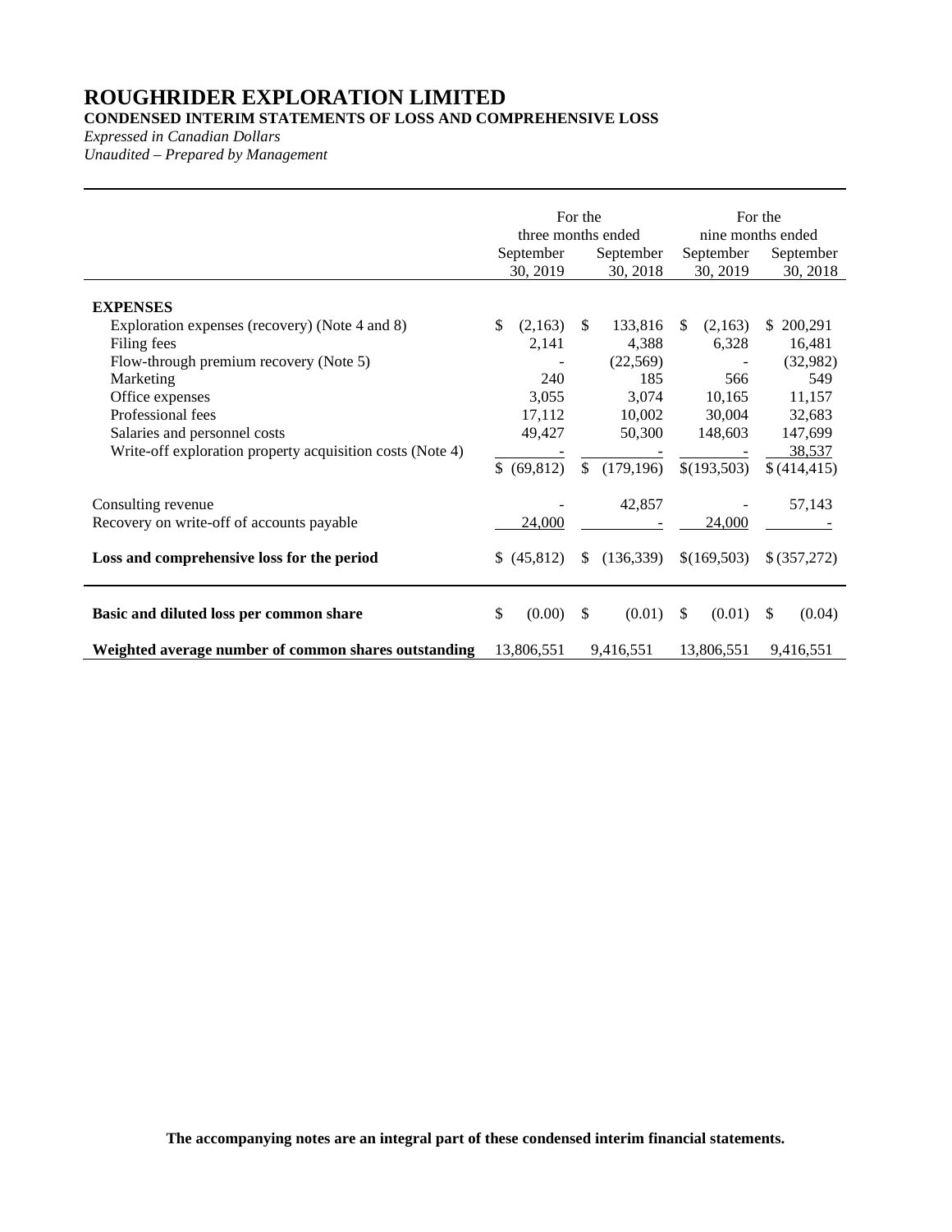# ROUGHRIDER EXPLORATION LIMITED

**CONDENSED INTERIM STATEMENTS OF LOSS AND COMPREHENSIVE LOSS**

*Expressed in Canadian Dollars*

*Unaudited – Prepared by Management*

| | For the three months ended | | For the nine months ended | |
|---|---|---|---|---|
| | September 30, 2019 | September 30, 2018 | September 30, 2019 | September 30, 2018 |
| **EXPENSES** | | | | |
| Exploration expenses (recovery) (Note 4 and 8) | $ (2,163) | $ 133,816 | $ (2,163) | $ 200,291 |
| Filing fees | 2,141 | 4,388 | 6,328 | 16,481 |
| Flow-through premium recovery (Note 5) | - | (22,569) | - | (32,982) |
| Marketing | 240 | 185 | 566 | 549 |
| Office expenses | 3,055 | 3,074 | 10,165 | 11,157 |
| Professional fees | 17,112 | 10,002 | 30,004 | 32,683 |
| Salaries and personnel costs | 49,427 | 50,300 | 148,603 | 147,699 |
| Write-off exploration property acquisition costs (Note 4) | - | - | - | 38,537 |
| | $ (69,812) | $ (179,196) | $(193,503) | $ (414,415) |
| Consulting revenue | - | 42,857 | - | 57,143 |
| Recovery on write-off of accounts payable | 24,000 | - | 24,000 | - |
| **Loss and comprehensive loss for the period** | $ (45,812) | $ (136,339) | $(169,503) | $ (357,272) |
| **Basic and diluted loss per common share** | $ (0.00) | $ (0.01) | $ (0.01) | $ (0.04) |
| **Weighted average number of common shares outstanding** | 13,806,551 | 9,416,551 | 13,806,551 | 9,416,551 |

**The accompanying notes are an integral part of these condensed interim financial statements.**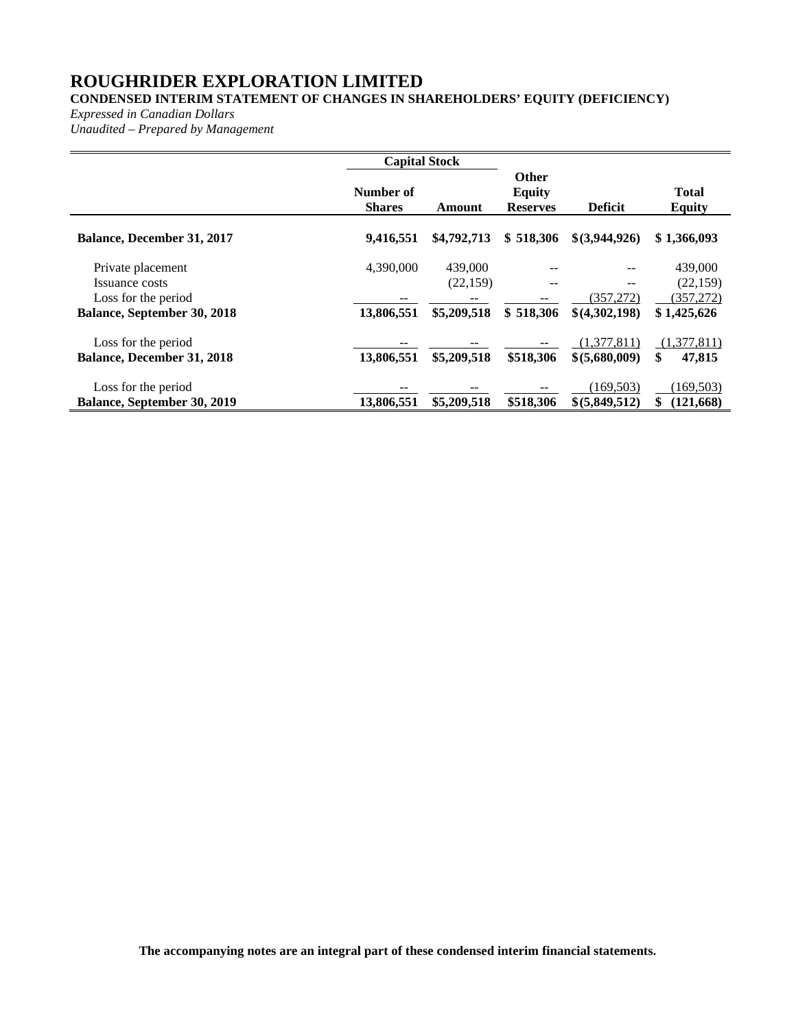# ROUGHRIDER EXPLORATION LIMITED

**CONDENSED INTERIM STATEMENT OF CHANGES IN SHAREHOLDERS' EQUITY (DEFICIENCY)**

*Expressed in Canadian Dollars*

*Unaudited – Prepared by Management*

| | Capital Stock | | | | |
|---|---|---|---|---|---|
| | **Number of Shares** | **Amount** | **Other Equity Reserves** | **Deficit** | **Total Equity** |
| **Balance, December 31, 2017** | **9,416,551** | **$4,792,713** | **$ 518,306** | **$(3,944,926)** | **$ 1,366,093** |
| Private placement | 4,390,000 | 439,000 | -- | -- | 439,000 |
| Issuance costs | | (22,159) | -- | -- | (22,159) |
| Loss for the period | -- | -- | -- | (357,272) | (357,272) |
| **Balance, September 30, 2018** | **13,806,551** | **$5,209,518** | **$ 518,306** | **$(4,302,198)** | **$ 1,425,626** |
| Loss for the period | -- | -- | -- | (1,377,811) | (1,377,811) |
| **Balance, December 31, 2018** | **13,806,551** | **$5,209,518** | **$518,306** | **$(5,680,009)** | **$ 47,815** |
| Loss for the period | -- | -- | -- | (169,503) | (169,503) |
| **Balance, September 30, 2019** | **13,806,551** | **$5,209,518** | **$518,306** | **$(5,849,512)** | **$ (121,668)** |

**The accompanying notes are an integral part of these condensed interim financial statements.**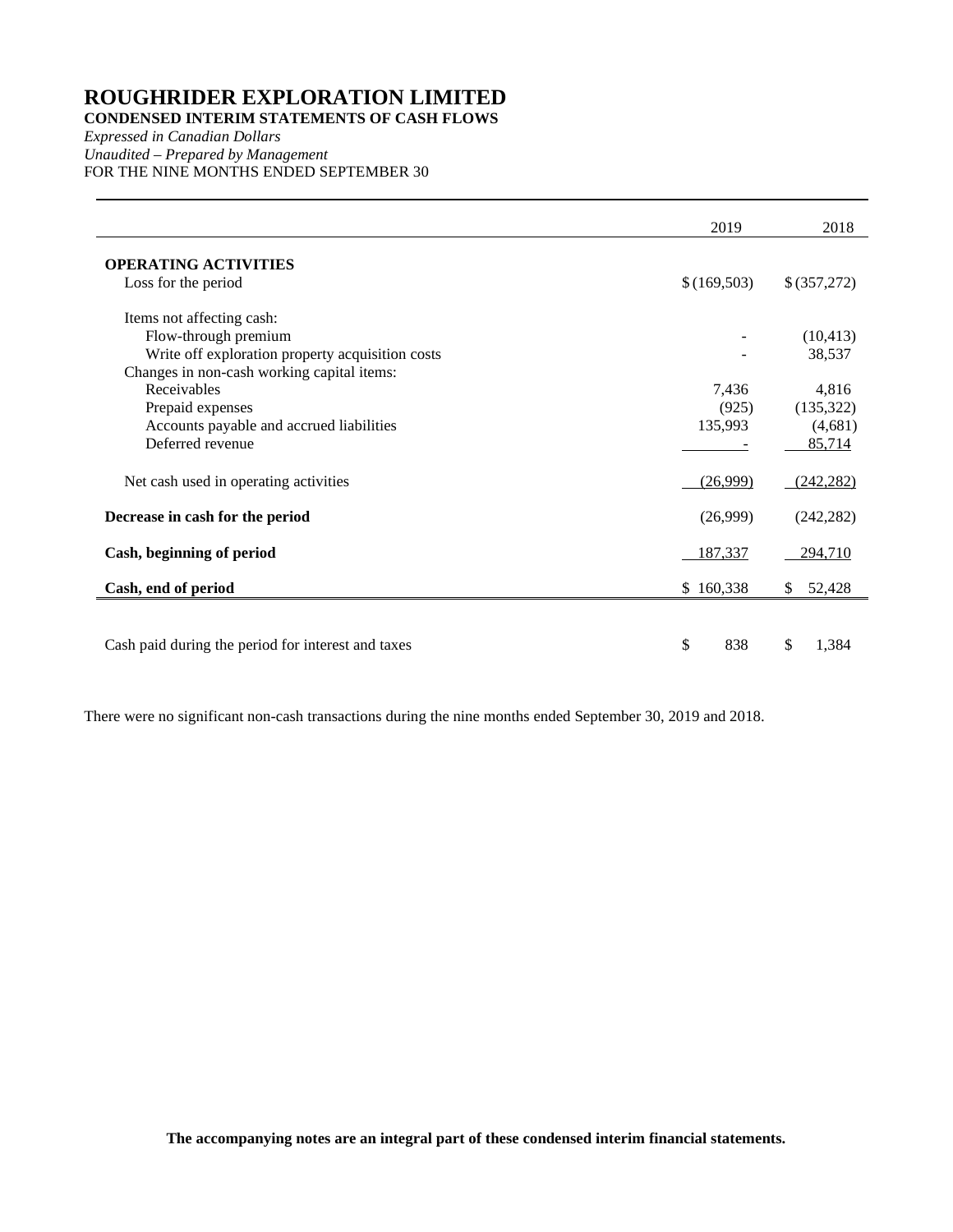# ROUGHRIDER EXPLORATION LIMITED

**CONDENSED INTERIM STATEMENTS OF CASH FLOWS**

*Expressed in Canadian Dollars*

*Unaudited – Prepared by Management*

FOR THE NINE MONTHS ENDED SEPTEMBER 30

| | 2019 | 2018 |
|---|---|---|
| **OPERATING ACTIVITIES** | | |
| Loss for the period | $ (169,503) | $ (357,272) |
| Items not affecting cash: | | |
| Flow-through premium | - | (10,413) |
| Write off exploration property acquisition costs | - | 38,537 |
| Changes in non-cash working capital items: | | |
| Receivables | 7,436 | 4,816 |
| Prepaid expenses | (925) | (135,322) |
| Accounts payable and accrued liabilities | 135,993 | (4,681) |
| Deferred revenue | - | 85,714 |
| Net cash used in operating activities | (26,999) | (242,282) |
| **Decrease in cash for the period** | (26,999) | (242,282) |
| **Cash, beginning of period** | 187,337 | 294,710 |
| **Cash, end of period** | $ 160,338 | $ 52,428 |
| Cash paid during the period for interest and taxes | $ 838 | $ 1,384 |

There were no significant non-cash transactions during the nine months ended September 30, 2019 and 2018.

**The accompanying notes are an integral part of these condensed interim financial statements.**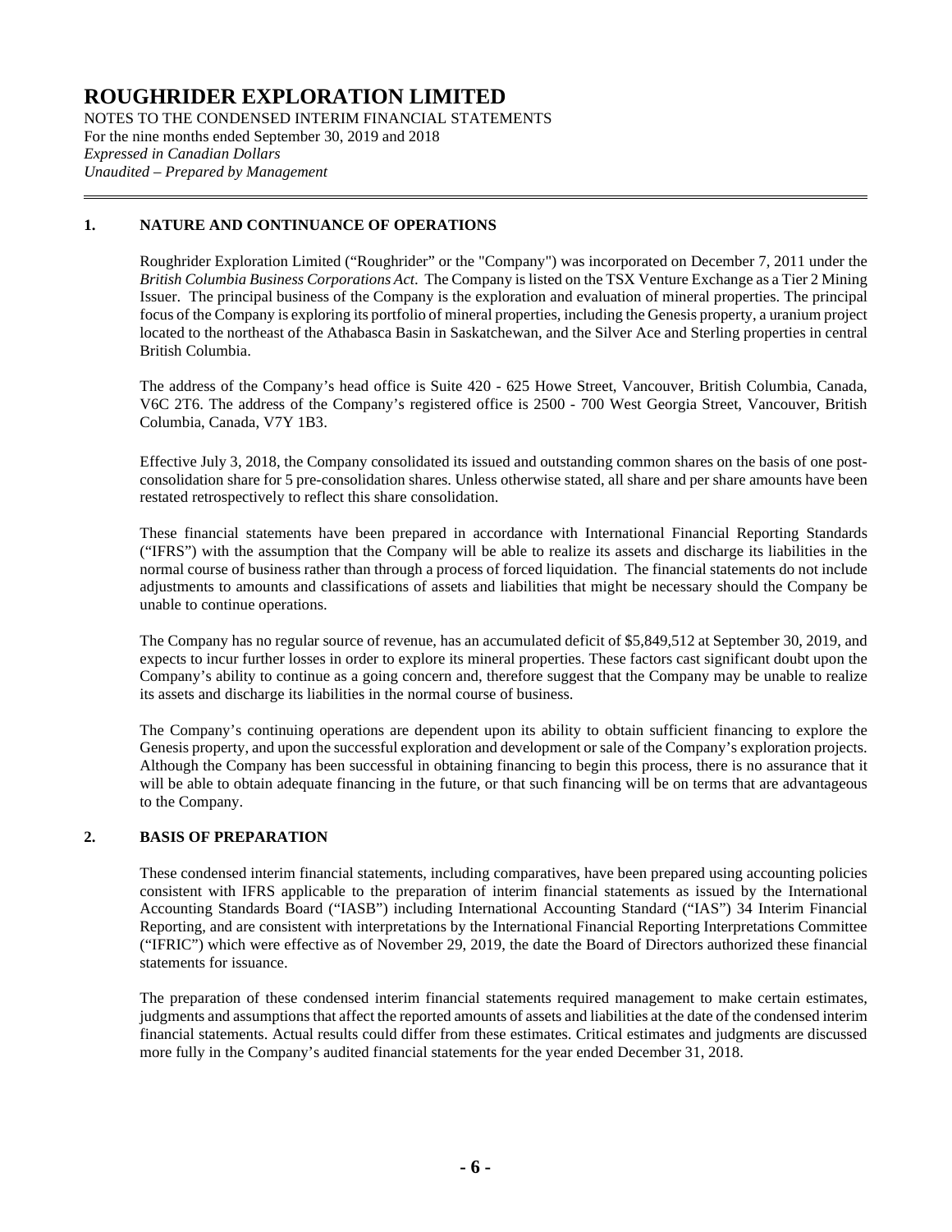# ROUGHRIDER EXPLORATION LIMITED

NOTES TO THE CONDENSED INTERIM FINANCIAL STATEMENTS
For the nine months ended September 30, 2019 and 2018
*Expressed in Canadian Dollars*
*Unaudited – Prepared by Management*

## 1. NATURE AND CONTINUANCE OF OPERATIONS

Roughrider Exploration Limited ("Roughrider" or the "Company") was incorporated on December 7, 2011 under the *British Columbia Business Corporations Act*. The Company is listed on the TSX Venture Exchange as a Tier 2 Mining Issuer. The principal business of the Company is the exploration and evaluation of mineral properties. The principal focus of the Company is exploring its portfolio of mineral properties, including the Genesis property, a uranium project located to the northeast of the Athabasca Basin in Saskatchewan, and the Silver Ace and Sterling properties in central British Columbia.

The address of the Company's head office is Suite 420 - 625 Howe Street, Vancouver, British Columbia, Canada, V6C 2T6. The address of the Company's registered office is 2500 - 700 West Georgia Street, Vancouver, British Columbia, Canada, V7Y 1B3.

Effective July 3, 2018, the Company consolidated its issued and outstanding common shares on the basis of one post-consolidation share for 5 pre-consolidation shares. Unless otherwise stated, all share and per share amounts have been restated retrospectively to reflect this share consolidation.

These financial statements have been prepared in accordance with International Financial Reporting Standards ("IFRS") with the assumption that the Company will be able to realize its assets and discharge its liabilities in the normal course of business rather than through a process of forced liquidation. The financial statements do not include adjustments to amounts and classifications of assets and liabilities that might be necessary should the Company be unable to continue operations.

The Company has no regular source of revenue, has an accumulated deficit of $5,849,512 at September 30, 2019, and expects to incur further losses in order to explore its mineral properties. These factors cast significant doubt upon the Company's ability to continue as a going concern and, therefore suggest that the Company may be unable to realize its assets and discharge its liabilities in the normal course of business.

The Company's continuing operations are dependent upon its ability to obtain sufficient financing to explore the Genesis property, and upon the successful exploration and development or sale of the Company's exploration projects. Although the Company has been successful in obtaining financing to begin this process, there is no assurance that it will be able to obtain adequate financing in the future, or that such financing will be on terms that are advantageous to the Company.

## 2. BASIS OF PREPARATION

These condensed interim financial statements, including comparatives, have been prepared using accounting policies consistent with IFRS applicable to the preparation of interim financial statements as issued by the International Accounting Standards Board ("IASB") including International Accounting Standard ("IAS") 34 Interim Financial Reporting, and are consistent with interpretations by the International Financial Reporting Interpretations Committee ("IFRIC") which were effective as of November 29, 2019, the date the Board of Directors authorized these financial statements for issuance.

The preparation of these condensed interim financial statements required management to make certain estimates, judgments and assumptions that affect the reported amounts of assets and liabilities at the date of the condensed interim financial statements. Actual results could differ from these estimates. Critical estimates and judgments are discussed more fully in the Company's audited financial statements for the year ended December 31, 2018.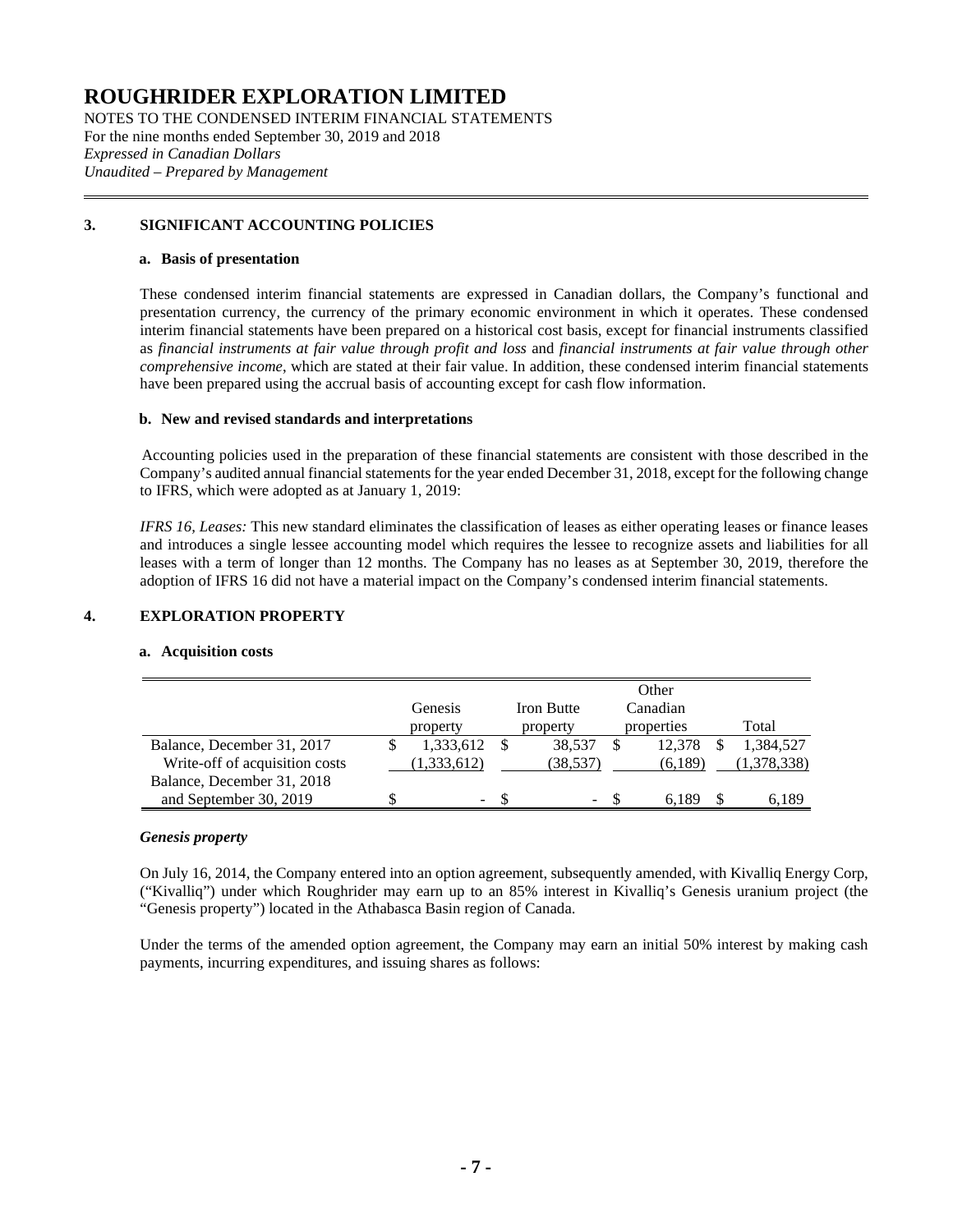## 3. SIGNIFICANT ACCOUNTING POLICIES

### a. Basis of presentation

These condensed interim financial statements are expressed in Canadian dollars, the Company's functional and presentation currency, the currency of the primary economic environment in which it operates. These condensed interim financial statements have been prepared on a historical cost basis, except for financial instruments classified as *financial instruments at fair value through profit and loss* and *financial instruments at fair value through other comprehensive income*, which are stated at their fair value. In addition, these condensed interim financial statements have been prepared using the accrual basis of accounting except for cash flow information.

### b. New and revised standards and interpretations

Accounting policies used in the preparation of these financial statements are consistent with those described in the Company's audited annual financial statements for the year ended December 31, 2018, except for the following change to IFRS, which were adopted as at January 1, 2019:

*IFRS 16, Leases:* This new standard eliminates the classification of leases as either operating leases or finance leases and introduces a single lessee accounting model which requires the lessee to recognize assets and liabilities for all leases with a term of longer than 12 months. The Company has no leases as at September 30, 2019, therefore the adoption of IFRS 16 did not have a material impact on the Company's condensed interim financial statements.

## 4. EXPLORATION PROPERTY

### a. Acquisition costs

| | Genesis property | Iron Butte property | Other Canadian properties | Total |
|---|---|---|---|---|
| Balance, December 31, 2017 | $ 1,333,612 | $ 38,537 | $ 12,378 | $ 1,384,527 |
| Write-off of acquisition costs | (1,333,612) | (38,537) | (6,189) | (1,378,338) |
| Balance, December 31, 2018 and September 30, 2019 | $ - | $ - | $ 6,189 | $ 6,189 |

***Genesis property***

On July 16, 2014, the Company entered into an option agreement, subsequently amended, with Kivalliq Energy Corp, ("Kivalliq") under which Roughrider may earn up to an 85% interest in Kivalliq's Genesis uranium project (the "Genesis property") located in the Athabasca Basin region of Canada.

Under the terms of the amended option agreement, the Company may earn an initial 50% interest by making cash payments, incurring expenditures, and issuing shares as follows: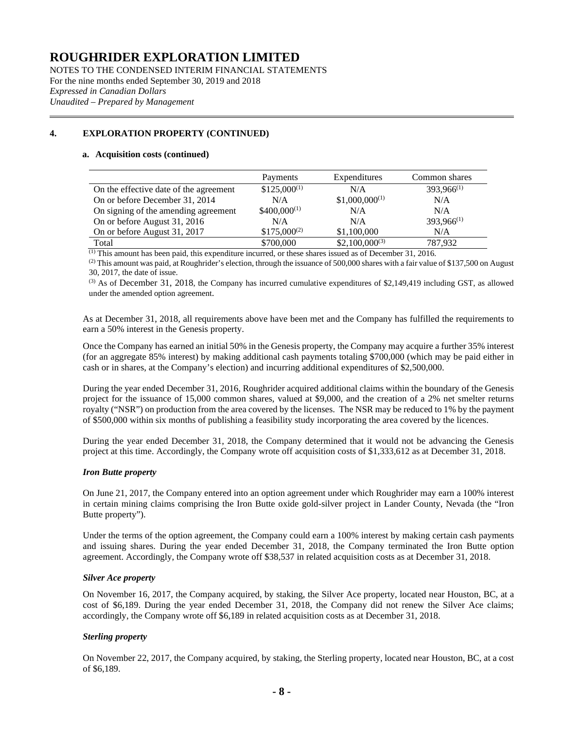# ROUGHRIDER EXPLORATION LIMITED

NOTES TO THE CONDENSED INTERIM FINANCIAL STATEMENTS
For the nine months ended September 30, 2019 and 2018
*Expressed in Canadian Dollars*
*Unaudited – Prepared by Management*

## 4. EXPLORATION PROPERTY (CONTINUED)

### a. Acquisition costs (continued)

| | Payments | Expenditures | Common shares |
|---|---|---|---|
| On the effective date of the agreement | \$125,000[(1)] | N/A | 393,966[(1)] |
| On or before December 31, 2014 | N/A | \$1,000,000[(1)] | N/A |
| On signing of the amending agreement | \$400,000[(1)] | N/A | N/A |
| On or before August 31, 2016 | N/A | N/A | 393,966[(1)] |
| On or before August 31, 2017 | \$175,000[(2)] | \$1,100,000 | N/A |
| Total | \$700,000 | \$2,100,000[(3)] | 787,932 |

(1) This amount has been paid, this expenditure incurred, or these shares issued as of December 31, 2016.

(2) This amount was paid, at Roughrider's election, through the issuance of 500,000 shares with a fair value of \$137,500 on August 30, 2017, the date of issue.

(3) As of December 31, 2018, the Company has incurred cumulative expenditures of \$2,149,419 including GST, as allowed under the amended option agreement.

As at December 31, 2018, all requirements above have been met and the Company has fulfilled the requirements to earn a 50% interest in the Genesis property.

Once the Company has earned an initial 50% in the Genesis property, the Company may acquire a further 35% interest (for an aggregate 85% interest) by making additional cash payments totaling \$700,000 (which may be paid either in cash or in shares, at the Company's election) and incurring additional expenditures of \$2,500,000.

During the year ended December 31, 2016, Roughrider acquired additional claims within the boundary of the Genesis project for the issuance of 15,000 common shares, valued at \$9,000, and the creation of a 2% net smelter returns royalty ("NSR") on production from the area covered by the licenses. The NSR may be reduced to 1% by the payment of \$500,000 within six months of publishing a feasibility study incorporating the area covered by the licences.

During the year ended December 31, 2018, the Company determined that it would not be advancing the Genesis project at this time. Accordingly, the Company wrote off acquisition costs of \$1,333,612 as at December 31, 2018.

***Iron Butte property***

On June 21, 2017, the Company entered into an option agreement under which Roughrider may earn a 100% interest in certain mining claims comprising the Iron Butte oxide gold-silver project in Lander County, Nevada (the "Iron Butte property").

Under the terms of the option agreement, the Company could earn a 100% interest by making certain cash payments and issuing shares. During the year ended December 31, 2018, the Company terminated the Iron Butte option agreement. Accordingly, the Company wrote off \$38,537 in related acquisition costs as at December 31, 2018.

***Silver Ace property***

On November 16, 2017, the Company acquired, by staking, the Silver Ace property, located near Houston, BC, at a cost of \$6,189. During the year ended December 31, 2018, the Company did not renew the Silver Ace claims; accordingly, the Company wrote off \$6,189 in related acquisition costs as at December 31, 2018.

***Sterling property***

On November 22, 2017, the Company acquired, by staking, the Sterling property, located near Houston, BC, at a cost of \$6,189.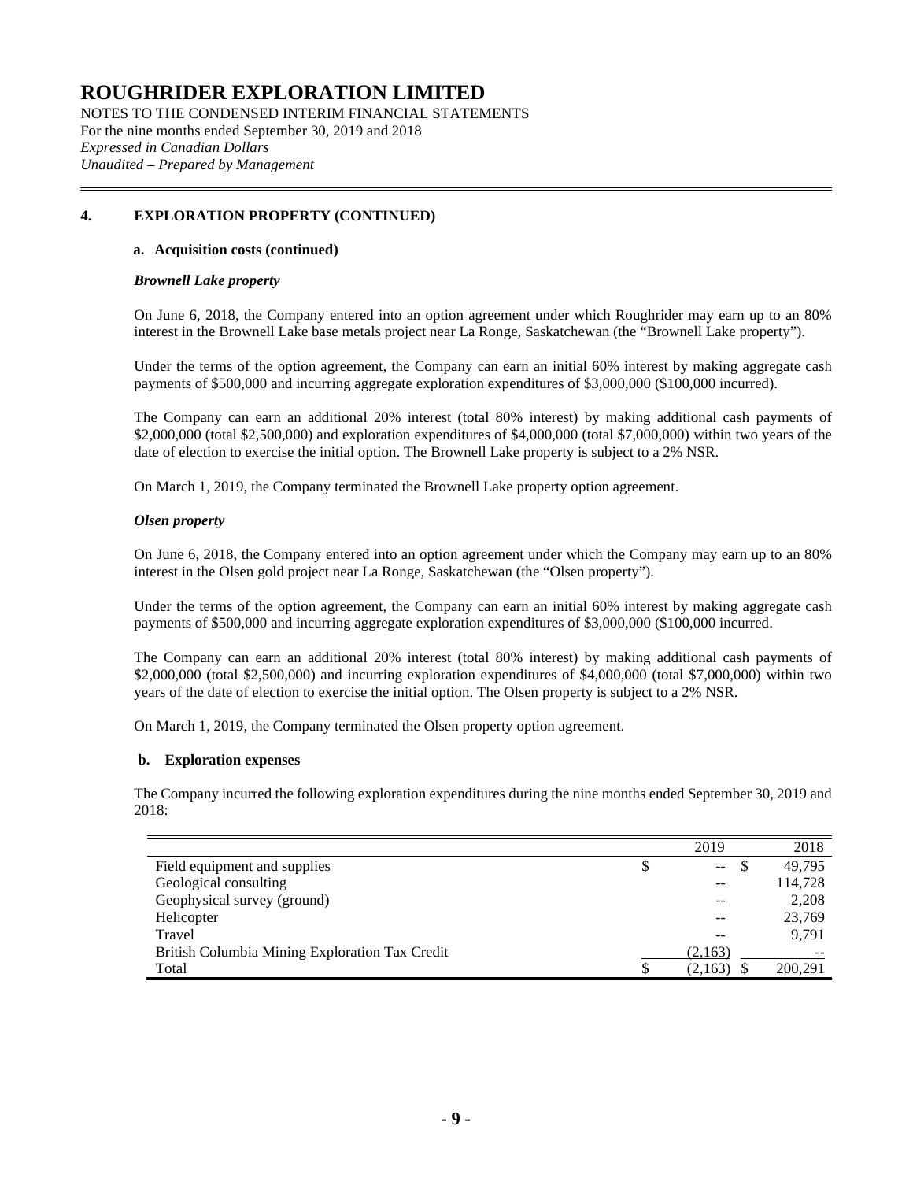# ROUGHRIDER EXPLORATION LIMITED

NOTES TO THE CONDENSED INTERIM FINANCIAL STATEMENTS
For the nine months ended September 30, 2019 and 2018
*Expressed in Canadian Dollars*
*Unaudited – Prepared by Management*

## 4. EXPLORATION PROPERTY (CONTINUED)

### a. Acquisition costs (continued)

***Brownell Lake property***

On June 6, 2018, the Company entered into an option agreement under which Roughrider may earn up to an 80% interest in the Brownell Lake base metals project near La Ronge, Saskatchewan (the "Brownell Lake property").

Under the terms of the option agreement, the Company can earn an initial 60% interest by making aggregate cash payments of $500,000 and incurring aggregate exploration expenditures of $3,000,000 ($100,000 incurred).

The Company can earn an additional 20% interest (total 80% interest) by making additional cash payments of $2,000,000 (total $2,500,000) and exploration expenditures of $4,000,000 (total $7,000,000) within two years of the date of election to exercise the initial option. The Brownell Lake property is subject to a 2% NSR.

On March 1, 2019, the Company terminated the Brownell Lake property option agreement.

***Olsen property***

On June 6, 2018, the Company entered into an option agreement under which the Company may earn up to an 80% interest in the Olsen gold project near La Ronge, Saskatchewan (the "Olsen property").

Under the terms of the option agreement, the Company can earn an initial 60% interest by making aggregate cash payments of $500,000 and incurring aggregate exploration expenditures of $3,000,000 ($100,000 incurred.

The Company can earn an additional 20% interest (total 80% interest) by making additional cash payments of $2,000,000 (total $2,500,000) and incurring exploration expenditures of $4,000,000 (total $7,000,000) within two years of the date of election to exercise the initial option. The Olsen property is subject to a 2% NSR.

On March 1, 2019, the Company terminated the Olsen property option agreement.

### b. Exploration expenses

The Company incurred the following exploration expenditures during the nine months ended September 30, 2019 and 2018:

| | 2019 | 2018 |
|---|---|---|
| Field equipment and supplies | $ -- | $ 49,795 |
| Geological consulting | -- | 114,728 |
| Geophysical survey (ground) | -- | 2,208 |
| Helicopter | -- | 23,769 |
| Travel | -- | 9,791 |
| British Columbia Mining Exploration Tax Credit | (2,163) | -- |
| Total | $ (2,163) | $ 200,291 |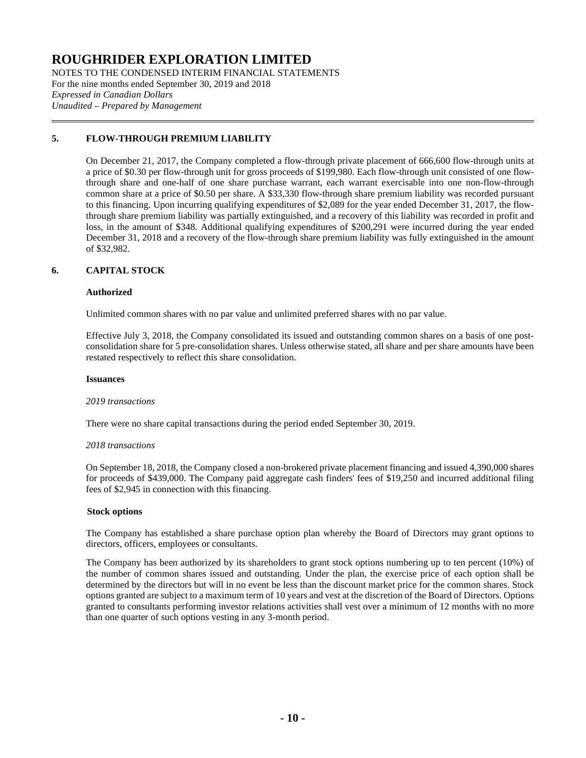# ROUGHRIDER EXPLORATION LIMITED

NOTES TO THE CONDENSED INTERIM FINANCIAL STATEMENTS
For the nine months ended September 30, 2019 and 2018
*Expressed in Canadian Dollars*
*Unaudited – Prepared by Management*

## 5. FLOW-THROUGH PREMIUM LIABILITY

On December 21, 2017, the Company completed a flow-through private placement of 666,600 flow-through units at a price of $0.30 per flow-through unit for gross proceeds of $199,980. Each flow-through unit consisted of one flow-through share and one-half of one share purchase warrant, each warrant exercisable into one non-flow-through common share at a price of $0.50 per share. A $33,330 flow-through share premium liability was recorded pursuant to this financing. Upon incurring qualifying expenditures of $2,089 for the year ended December 31, 2017, the flow-through share premium liability was partially extinguished, and a recovery of this liability was recorded in profit and loss, in the amount of $348. Additional qualifying expenditures of $200,291 were incurred during the year ended December 31, 2018 and a recovery of the flow-through share premium liability was fully extinguished in the amount of $32,982.

## 6. CAPITAL STOCK

### Authorized

Unlimited common shares with no par value and unlimited preferred shares with no par value.

Effective July 3, 2018, the Company consolidated its issued and outstanding common shares on a basis of one post-consolidation share for 5 pre-consolidation shares. Unless otherwise stated, all share and per share amounts have been restated respectively to reflect this share consolidation.

### Issuances

*2019 transactions*

There were no share capital transactions during the period ended September 30, 2019.

*2018 transactions*

On September 18, 2018, the Company closed a non-brokered private placement financing and issued 4,390,000 shares for proceeds of $439,000. The Company paid aggregate cash finders' fees of $19,250 and incurred additional filing fees of $2,945 in connection with this financing.

### Stock options

The Company has established a share purchase option plan whereby the Board of Directors may grant options to directors, officers, employees or consultants.

The Company has been authorized by its shareholders to grant stock options numbering up to ten percent (10%) of the number of common shares issued and outstanding. Under the plan, the exercise price of each option shall be determined by the directors but will in no event be less than the discount market price for the common shares. Stock options granted are subject to a maximum term of 10 years and vest at the discretion of the Board of Directors. Options granted to consultants performing investor relations activities shall vest over a minimum of 12 months with no more than one quarter of such options vesting in any 3-month period.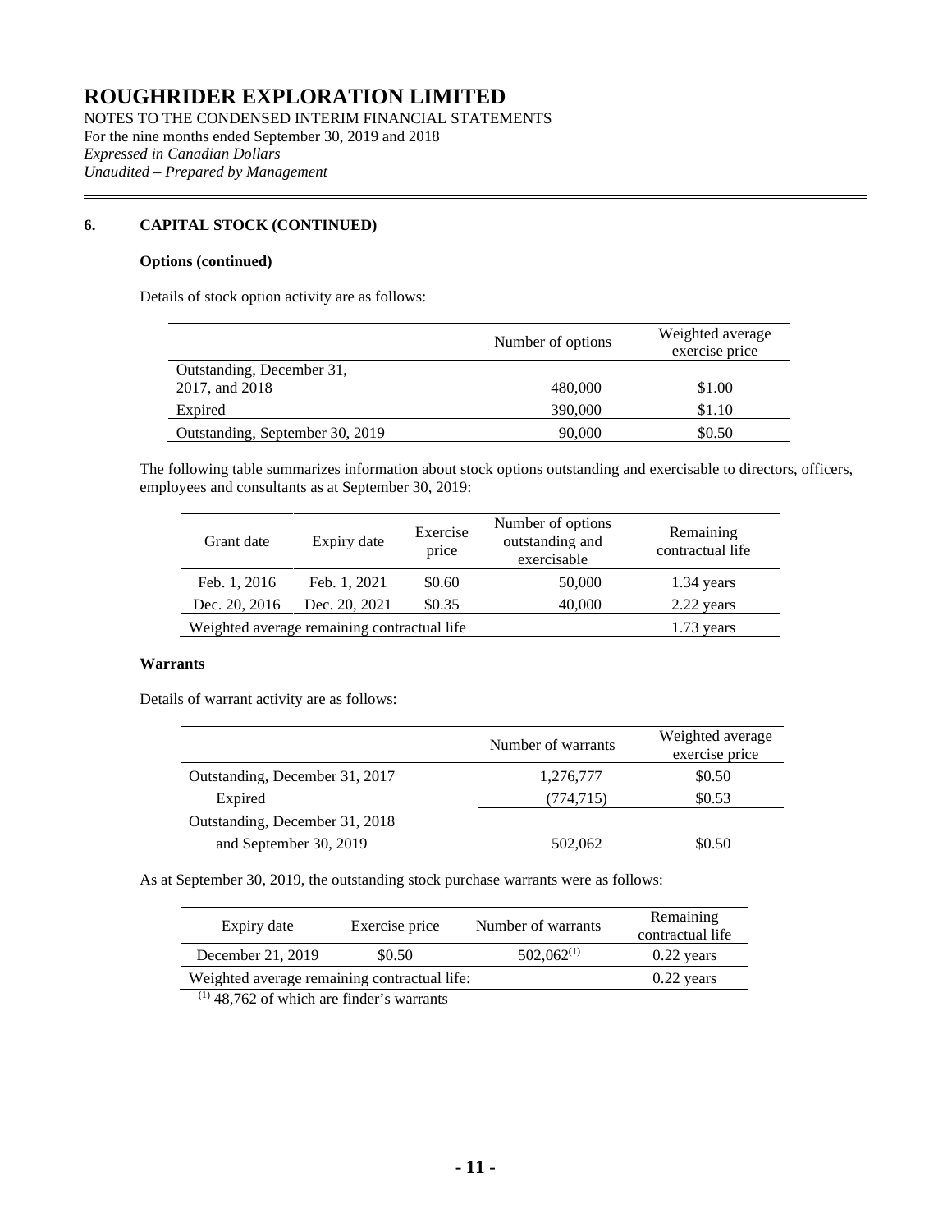# ROUGHRIDER EXPLORATION LIMITED

NOTES TO THE CONDENSED INTERIM FINANCIAL STATEMENTS
For the nine months ended September 30, 2019 and 2018
*Expressed in Canadian Dollars*
*Unaudited – Prepared by Management*

## 6. CAPITAL STOCK (CONTINUED)

### Options (continued)

Details of stock option activity are as follows:

| | Number of options | Weighted average exercise price |
|---|---|---|
| Outstanding, December 31, 2017, and 2018 | 480,000 | $1.00 |
| Expired | 390,000 | $1.10 |
| Outstanding, September 30, 2019 | 90,000 | $0.50 |

The following table summarizes information about stock options outstanding and exercisable to directors, officers, employees and consultants as at September 30, 2019:

| Grant date | Expiry date | Exercise price | Number of options outstanding and exercisable | Remaining contractual life |
|---|---|---|---|---|
| Feb. 1, 2016 | Feb. 1, 2021 | $0.60 | 50,000 | 1.34 years |
| Dec. 20, 2016 | Dec. 20, 2021 | $0.35 | 40,000 | 2.22 years |
| Weighted average remaining contractual life | | | | 1.73 years |

### Warrants

Details of warrant activity are as follows:

| | Number of warrants | Weighted average exercise price |
|---|---|---|
| Outstanding, December 31, 2017 | 1,276,777 | $0.50 |
| Expired | (774,715) | $0.53 |
| Outstanding, December 31, 2018 and September 30, 2019 | 502,062 | $0.50 |

As at September 30, 2019, the outstanding stock purchase warrants were as follows:

| Expiry date | Exercise price | Number of warrants | Remaining contractual life |
|---|---|---|---|
| December 21, 2019 | $0.50 | 502,062[(1)] | 0.22 years |
| Weighted average remaining contractual life: | | | 0.22 years |

[(1)] 48,762 of which are finder's warrants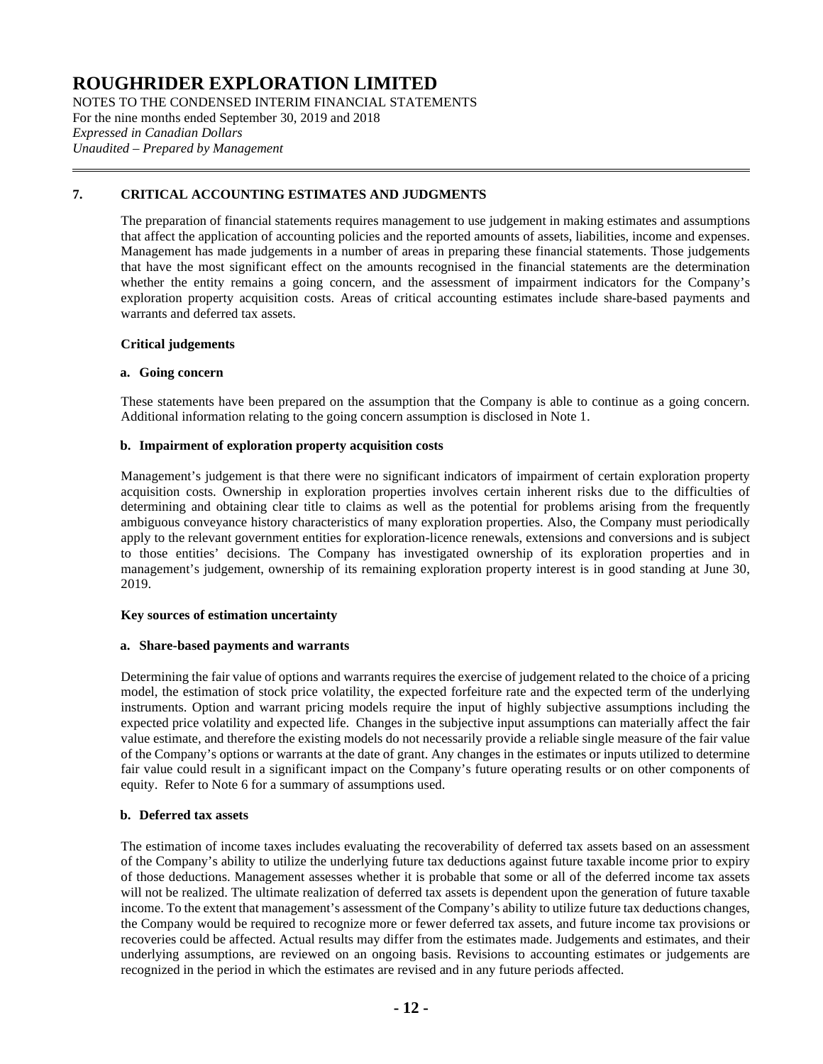## 7. CRITICAL ACCOUNTING ESTIMATES AND JUDGMENTS

The preparation of financial statements requires management to use judgement in making estimates and assumptions that affect the application of accounting policies and the reported amounts of assets, liabilities, income and expenses. Management has made judgements in a number of areas in preparing these financial statements. Those judgements that have the most significant effect on the amounts recognised in the financial statements are the determination whether the entity remains a going concern, and the assessment of impairment indicators for the Company's exploration property acquisition costs. Areas of critical accounting estimates include share-based payments and warrants and deferred tax assets.

### Critical judgements

**a. Going concern**

These statements have been prepared on the assumption that the Company is able to continue as a going concern. Additional information relating to the going concern assumption is disclosed in Note 1.

**b. Impairment of exploration property acquisition costs**

Management's judgement is that there were no significant indicators of impairment of certain exploration property acquisition costs. Ownership in exploration properties involves certain inherent risks due to the difficulties of determining and obtaining clear title to claims as well as the potential for problems arising from the frequently ambiguous conveyance history characteristics of many exploration properties. Also, the Company must periodically apply to the relevant government entities for exploration-licence renewals, extensions and conversions and is subject to those entities' decisions. The Company has investigated ownership of its exploration properties and in management's judgement, ownership of its remaining exploration property interest is in good standing at June 30, 2019.

### Key sources of estimation uncertainty

**a. Share-based payments and warrants**

Determining the fair value of options and warrants requires the exercise of judgement related to the choice of a pricing model, the estimation of stock price volatility, the expected forfeiture rate and the expected term of the underlying instruments. Option and warrant pricing models require the input of highly subjective assumptions including the expected price volatility and expected life. Changes in the subjective input assumptions can materially affect the fair value estimate, and therefore the existing models do not necessarily provide a reliable single measure of the fair value of the Company's options or warrants at the date of grant. Any changes in the estimates or inputs utilized to determine fair value could result in a significant impact on the Company's future operating results or on other components of equity. Refer to Note 6 for a summary of assumptions used.

**b. Deferred tax assets**

The estimation of income taxes includes evaluating the recoverability of deferred tax assets based on an assessment of the Company's ability to utilize the underlying future tax deductions against future taxable income prior to expiry of those deductions. Management assesses whether it is probable that some or all of the deferred income tax assets will not be realized. The ultimate realization of deferred tax assets is dependent upon the generation of future taxable income. To the extent that management's assessment of the Company's ability to utilize future tax deductions changes, the Company would be required to recognize more or fewer deferred tax assets, and future income tax provisions or recoveries could be affected. Actual results may differ from the estimates made. Judgements and estimates, and their underlying assumptions, are reviewed on an ongoing basis. Revisions to accounting estimates or judgements are recognized in the period in which the estimates are revised and in any future periods affected.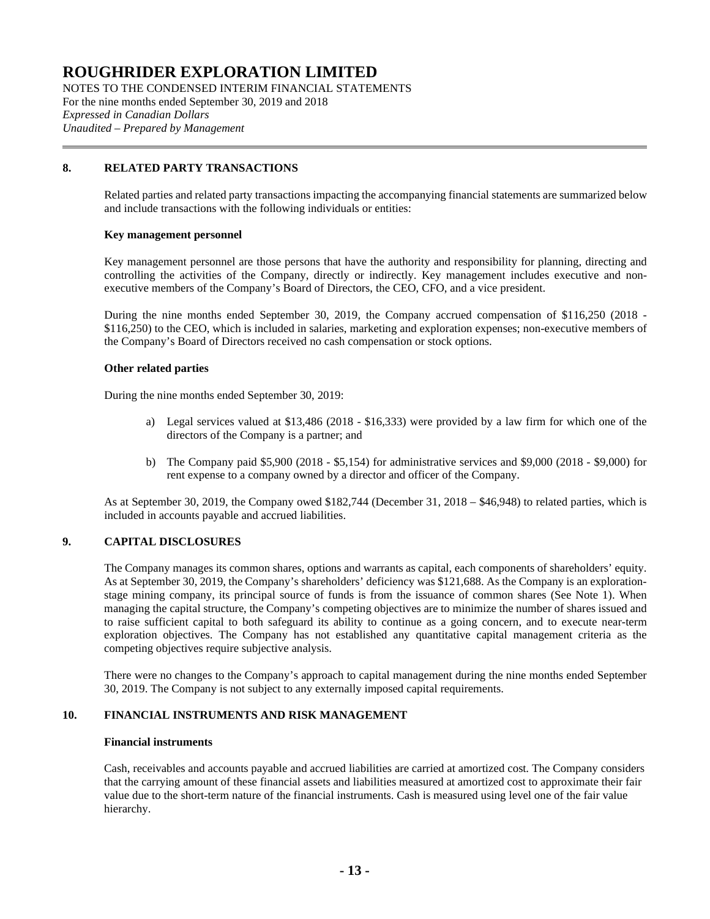# ROUGHRIDER EXPLORATION LIMITED

NOTES TO THE CONDENSED INTERIM FINANCIAL STATEMENTS
For the nine months ended September 30, 2019 and 2018
*Expressed in Canadian Dollars*
*Unaudited – Prepared by Management*

## 8. RELATED PARTY TRANSACTIONS

Related parties and related party transactions impacting the accompanying financial statements are summarized below and include transactions with the following individuals or entities:

**Key management personnel**

Key management personnel are those persons that have the authority and responsibility for planning, directing and controlling the activities of the Company, directly or indirectly. Key management includes executive and non-executive members of the Company's Board of Directors, the CEO, CFO, and a vice president.

During the nine months ended September 30, 2019, the Company accrued compensation of $116,250 (2018 - $116,250) to the CEO, which is included in salaries, marketing and exploration expenses; non-executive members of the Company's Board of Directors received no cash compensation or stock options.

**Other related parties**

During the nine months ended September 30, 2019:

a) Legal services valued at $13,486 (2018 - $16,333) were provided by a law firm for which one of the directors of the Company is a partner; and

b) The Company paid $5,900 (2018 - $5,154) for administrative services and $9,000 (2018 - $9,000) for rent expense to a company owned by a director and officer of the Company.

As at September 30, 2019, the Company owed $182,744 (December 31, 2018 – $46,948) to related parties, which is included in accounts payable and accrued liabilities.

## 9. CAPITAL DISCLOSURES

The Company manages its common shares, options and warrants as capital, each components of shareholders' equity. As at September 30, 2019, the Company's shareholders' deficiency was $121,688. As the Company is an exploration-stage mining company, its principal source of funds is from the issuance of common shares (See Note 1). When managing the capital structure, the Company's competing objectives are to minimize the number of shares issued and to raise sufficient capital to both safeguard its ability to continue as a going concern, and to execute near-term exploration objectives. The Company has not established any quantitative capital management criteria as the competing objectives require subjective analysis.

There were no changes to the Company's approach to capital management during the nine months ended September 30, 2019. The Company is not subject to any externally imposed capital requirements.

## 10. FINANCIAL INSTRUMENTS AND RISK MANAGEMENT

**Financial instruments**

Cash, receivables and accounts payable and accrued liabilities are carried at amortized cost. The Company considers that the carrying amount of these financial assets and liabilities measured at amortized cost to approximate their fair value due to the short-term nature of the financial instruments. Cash is measured using level one of the fair value hierarchy.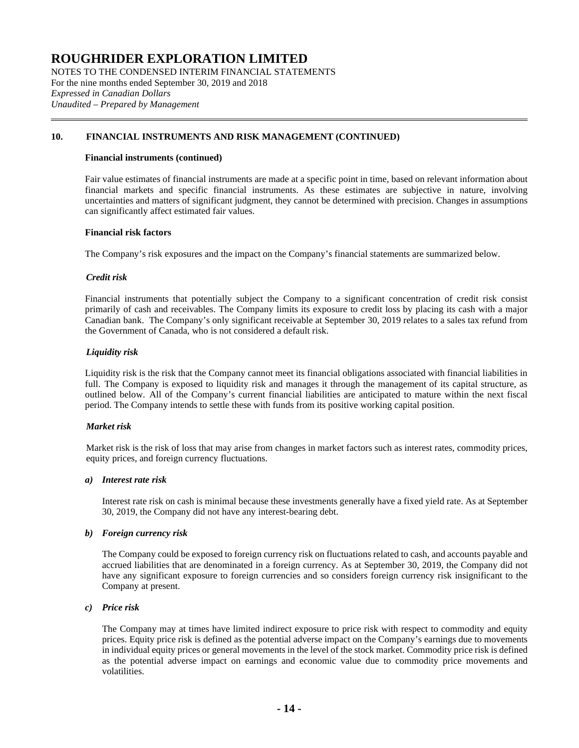## 10. FINANCIAL INSTRUMENTS AND RISK MANAGEMENT (CONTINUED)

**Financial instruments (continued)**

Fair value estimates of financial instruments are made at a specific point in time, based on relevant information about financial markets and specific financial instruments. As these estimates are subjective in nature, involving uncertainties and matters of significant judgment, they cannot be determined with precision. Changes in assumptions can significantly affect estimated fair values.

**Financial risk factors**

The Company's risk exposures and the impact on the Company's financial statements are summarized below.

***Credit risk***

Financial instruments that potentially subject the Company to a significant concentration of credit risk consist primarily of cash and receivables. The Company limits its exposure to credit loss by placing its cash with a major Canadian bank. The Company's only significant receivable at September 30, 2019 relates to a sales tax refund from the Government of Canada, who is not considered a default risk.

***Liquidity risk***

Liquidity risk is the risk that the Company cannot meet its financial obligations associated with financial liabilities in full. The Company is exposed to liquidity risk and manages it through the management of its capital structure, as outlined below. All of the Company's current financial liabilities are anticipated to mature within the next fiscal period. The Company intends to settle these with funds from its positive working capital position.

***Market risk***

Market risk is the risk of loss that may arise from changes in market factors such as interest rates, commodity prices, equity prices, and foreign currency fluctuations.

***a) Interest rate risk***

Interest rate risk on cash is minimal because these investments generally have a fixed yield rate. As at September 30, 2019, the Company did not have any interest-bearing debt.

***b) Foreign currency risk***

The Company could be exposed to foreign currency risk on fluctuations related to cash, and accounts payable and accrued liabilities that are denominated in a foreign currency. As at September 30, 2019, the Company did not have any significant exposure to foreign currencies and so considers foreign currency risk insignificant to the Company at present.

***c) Price risk***

The Company may at times have limited indirect exposure to price risk with respect to commodity and equity prices. Equity price risk is defined as the potential adverse impact on the Company's earnings due to movements in individual equity prices or general movements in the level of the stock market. Commodity price risk is defined as the potential adverse impact on earnings and economic value due to commodity price movements and volatilities.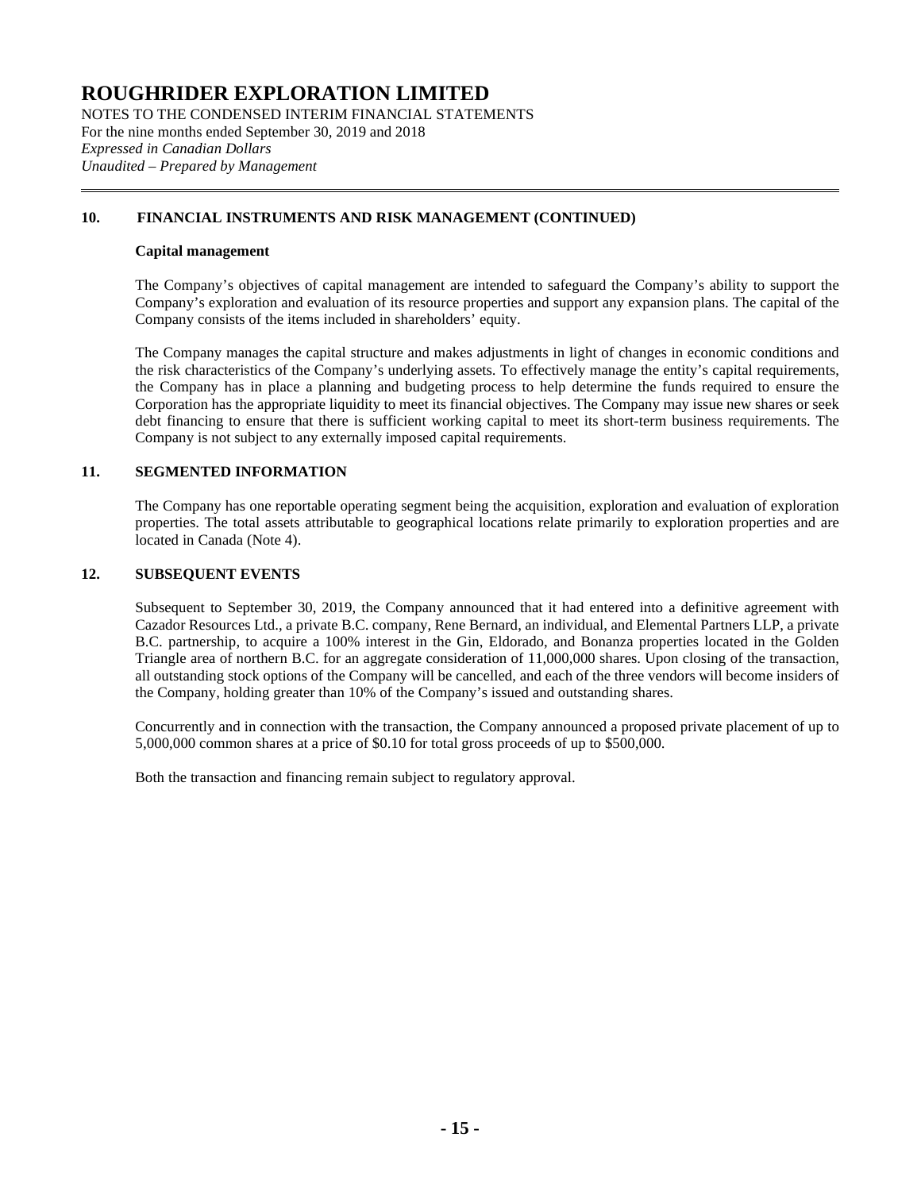# ROUGHRIDER EXPLORATION LIMITED

NOTES TO THE CONDENSED INTERIM FINANCIAL STATEMENTS
For the nine months ended September 30, 2019 and 2018
*Expressed in Canadian Dollars*
*Unaudited – Prepared by Management*

## 10. FINANCIAL INSTRUMENTS AND RISK MANAGEMENT (CONTINUED)

**Capital management**

The Company's objectives of capital management are intended to safeguard the Company's ability to support the Company's exploration and evaluation of its resource properties and support any expansion plans. The capital of the Company consists of the items included in shareholders' equity.

The Company manages the capital structure and makes adjustments in light of changes in economic conditions and the risk characteristics of the Company's underlying assets. To effectively manage the entity's capital requirements, the Company has in place a planning and budgeting process to help determine the funds required to ensure the Corporation has the appropriate liquidity to meet its financial objectives. The Company may issue new shares or seek debt financing to ensure that there is sufficient working capital to meet its short-term business requirements. The Company is not subject to any externally imposed capital requirements.

## 11. SEGMENTED INFORMATION

The Company has one reportable operating segment being the acquisition, exploration and evaluation of exploration properties. The total assets attributable to geographical locations relate primarily to exploration properties and are located in Canada (Note 4).

## 12. SUBSEQUENT EVENTS

Subsequent to September 30, 2019, the Company announced that it had entered into a definitive agreement with Cazador Resources Ltd., a private B.C. company, Rene Bernard, an individual, and Elemental Partners LLP, a private B.C. partnership, to acquire a 100% interest in the Gin, Eldorado, and Bonanza properties located in the Golden Triangle area of northern B.C. for an aggregate consideration of 11,000,000 shares. Upon closing of the transaction, all outstanding stock options of the Company will be cancelled, and each of the three vendors will become insiders of the Company, holding greater than 10% of the Company's issued and outstanding shares.

Concurrently and in connection with the transaction, the Company announced a proposed private placement of up to 5,000,000 common shares at a price of $0.10 for total gross proceeds of up to $500,000.

Both the transaction and financing remain subject to regulatory approval.